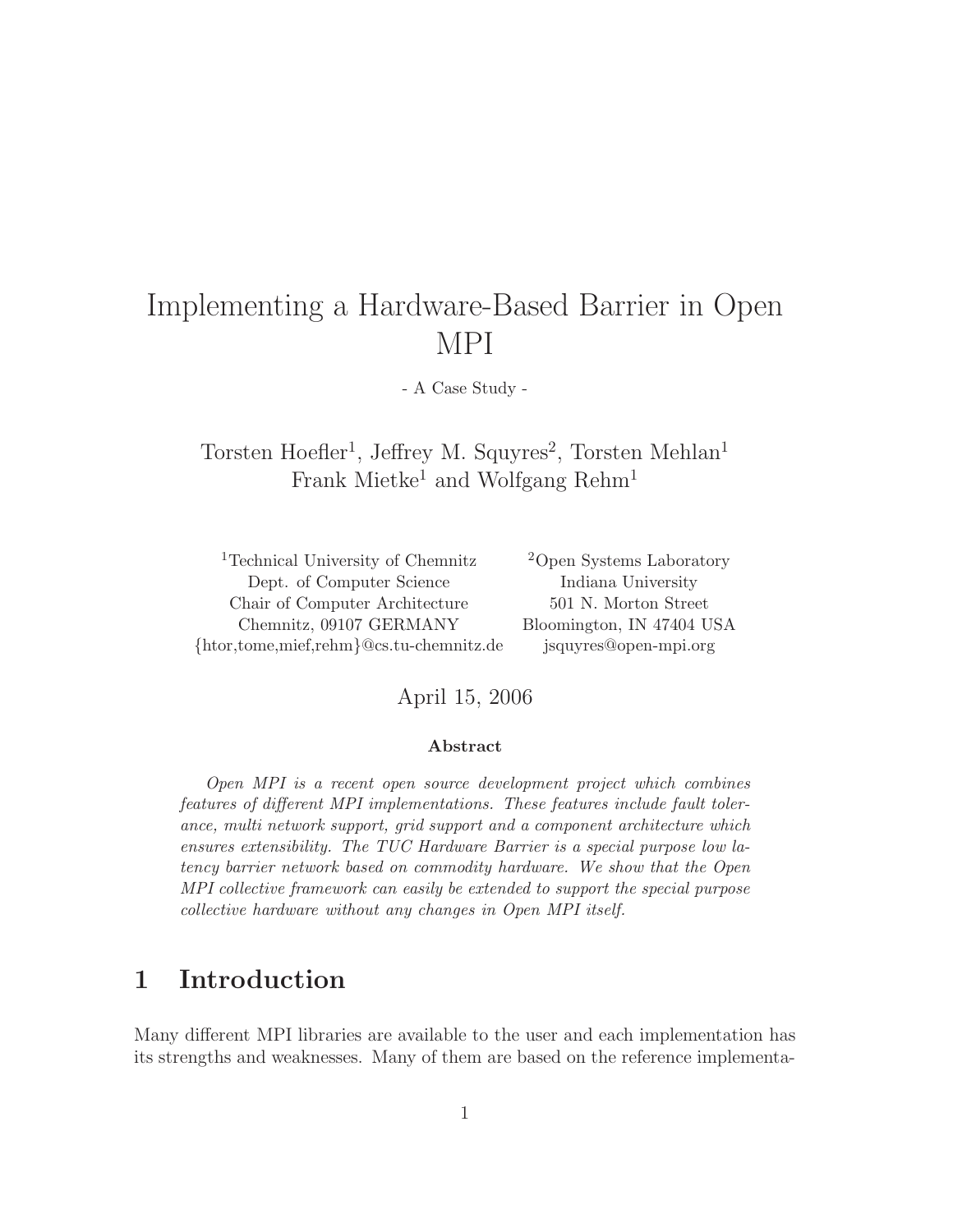# Implementing a Hardware-Based Barrier in Open MPI

- A Case Study -

Torsten Hoefler[1], Jeffrey M. Squyres[2], Torsten Mehlan[1]
Frank Mietke[1] and Wolfgang Rehm[1]

[1]Technical University of Chemnitz
Dept. of Computer Science
Chair of Computer Architecture
Chemnitz, 09107 GERMANY
{htor,tome,mief,rehm}@cs.tu-chemnitz.de

[2]Open Systems Laboratory
Indiana University
501 N. Morton Street
Bloomington, IN 47404 USA
jsquyres@open-mpi.org

April 15, 2006

**Abstract**

*Open MPI is a recent open source development project which combines features of different MPI implementations. These features include fault tolerance, multi network support, grid support and a component architecture which ensures extensibility. The TUC Hardware Barrier is a special purpose low latency barrier network based on commodity hardware. We show that the Open MPI collective framework can easily be extended to support the special purpose collective hardware without any changes in Open MPI itself.*

## 1 Introduction

Many different MPI libraries are available to the user and each implementation has its strengths and weaknesses. Many of them are based on the reference implementa-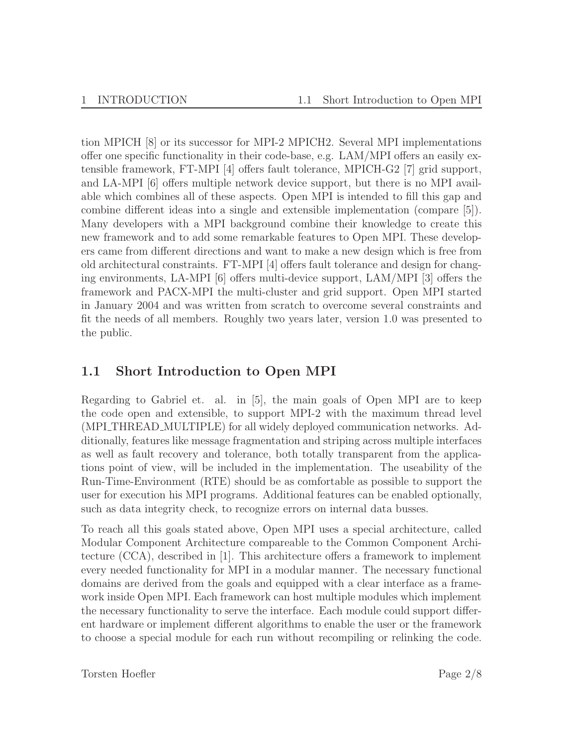tion MPICH [8] or its successor for MPI-2 MPICH2. Several MPI implementations offer one specific functionality in their code-base, e.g. LAM/MPI offers an easily extensible framework, FT-MPI [4] offers fault tolerance, MPICH-G2 [7] grid support, and LA-MPI [6] offers multiple network device support, but there is no MPI available which combines all of these aspects. Open MPI is intended to fill this gap and combine different ideas into a single and extensible implementation (compare [5]). Many developers with a MPI background combine their knowledge to create this new framework and to add some remarkable features to Open MPI. These developers came from different directions and want to make a new design which is free from old architectural constraints. FT-MPI [4] offers fault tolerance and design for changing environments, LA-MPI [6] offers multi-device support, LAM/MPI [3] offers the framework and PACX-MPI the multi-cluster and grid support. Open MPI started in January 2004 and was written from scratch to overcome several constraints and fit the needs of all members. Roughly two years later, version 1.0 was presented to the public.

## 1.1 Short Introduction to Open MPI

Regarding to Gabriel et. al. in [5], the main goals of Open MPI are to keep the code open and extensible, to support MPI-2 with the maximum thread level (MPI_THREAD_MULTIPLE) for all widely deployed communication networks. Additionally, features like message fragmentation and striping across multiple interfaces as well as fault recovery and tolerance, both totally transparent from the applications point of view, will be included in the implementation. The useability of the Run-Time-Environment (RTE) should be as comfortable as possible to support the user for execution his MPI programs. Additional features can be enabled optionally, such as data integrity check, to recognize errors on internal data busses.

To reach all this goals stated above, Open MPI uses a special architecture, called Modular Component Architecture compareable to the Common Component Architecture (CCA), described in [1]. This architecture offers a framework to implement every needed functionality for MPI in a modular manner. The necessary functional domains are derived from the goals and equipped with a clear interface as a framework inside Open MPI. Each framework can host multiple modules which implement the necessary functionality to serve the interface. Each module could support different hardware or implement different algorithms to enable the user or the framework to choose a special module for each run without recompiling or relinking the code.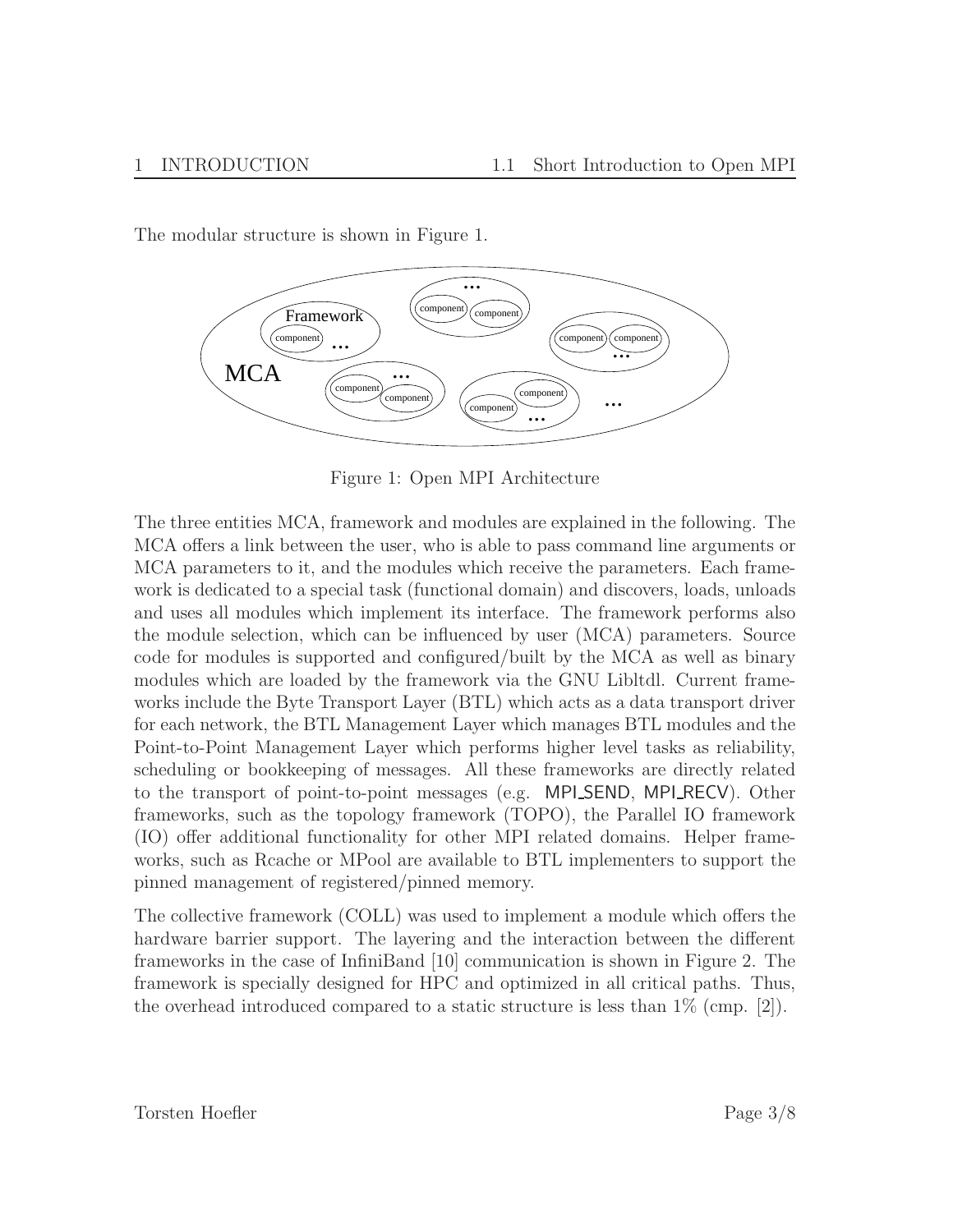The modular structure is shown in Figure 1.

Figure 1: Open MPI Architecture

The three entities MCA, framework and modules are explained in the following. The MCA offers a link between the user, who is able to pass command line arguments or MCA parameters to it, and the modules which receive the parameters. Each framework is dedicated to a special task (functional domain) and discovers, loads, unloads and uses all modules which implement its interface. The framework performs also the module selection, which can be influenced by user (MCA) parameters. Source code for modules is supported and configured/built by the MCA as well as binary modules which are loaded by the framework via the GNU Libltdl. Current frameworks include the Byte Transport Layer (BTL) which acts as a data transport driver for each network, the BTL Management Layer which manages BTL modules and the Point-to-Point Management Layer which performs higher level tasks as reliability, scheduling or bookkeeping of messages. All these frameworks are directly related to the transport of point-to-point messages (e.g. MPI_SEND, MPI_RECV). Other frameworks, such as the topology framework (TOPO), the Parallel IO framework (IO) offer additional functionality for other MPI related domains. Helper frameworks, such as Rcache or MPool are available to BTL implementers to support the pinned management of registered/pinned memory.

The collective framework (COLL) was used to implement a module which offers the hardware barrier support. The layering and the interaction between the different frameworks in the case of InfiniBand [10] communication is shown in Figure 2. The framework is specially designed for HPC and optimized in all critical paths. Thus, the overhead introduced compared to a static structure is less than 1% (cmp. [2]).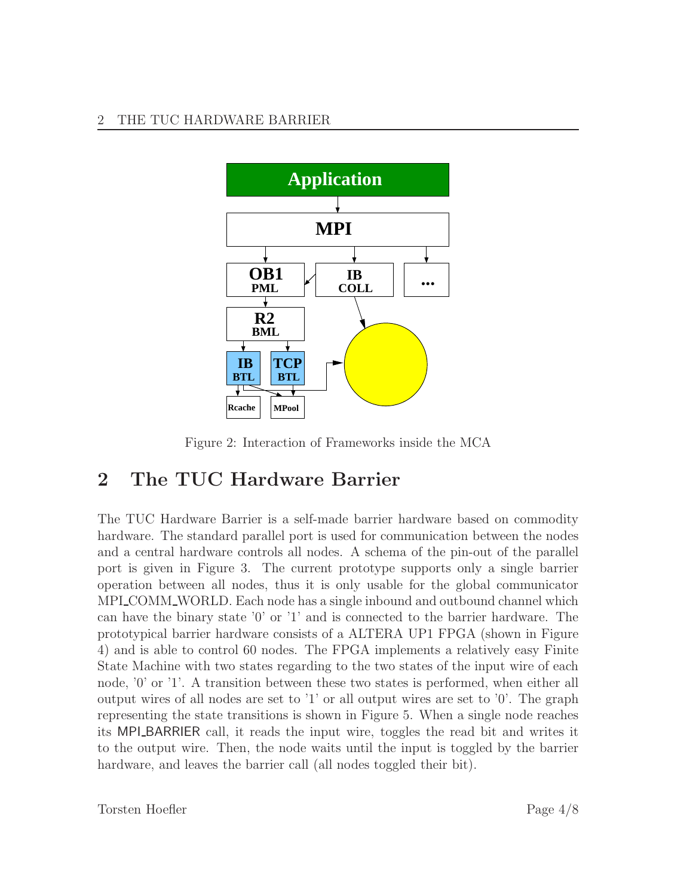Figure 2: Interaction of Frameworks inside the MCA

## 2 The TUC Hardware Barrier

The TUC Hardware Barrier is a self-made barrier hardware based on commodity hardware. The standard parallel port is used for communication between the nodes and a central hardware controls all nodes. A schema of the pin-out of the parallel port is given in Figure 3. The current prototype supports only a single barrier operation between all nodes, thus it is only usable for the global communicator MPI_COMM_WORLD. Each node has a single inbound and outbound channel which can have the binary state '0' or '1' and is connected to the barrier hardware. The prototypical barrier hardware consists of a ALTERA UP1 FPGA (shown in Figure 4) and is able to control 60 nodes. The FPGA implements a relatively easy Finite State Machine with two states regarding to the two states of the input wire of each node, '0' or '1'. A transition between these two states is performed, when either all output wires of all nodes are set to '1' or all output wires are set to '0'. The graph representing the state transitions is shown in Figure 5. When a single node reaches its MPI_BARRIER call, it reads the input wire, toggles the read bit and writes it to the output wire. Then, the node waits until the input is toggled by the barrier hardware, and leaves the barrier call (all nodes toggled their bit).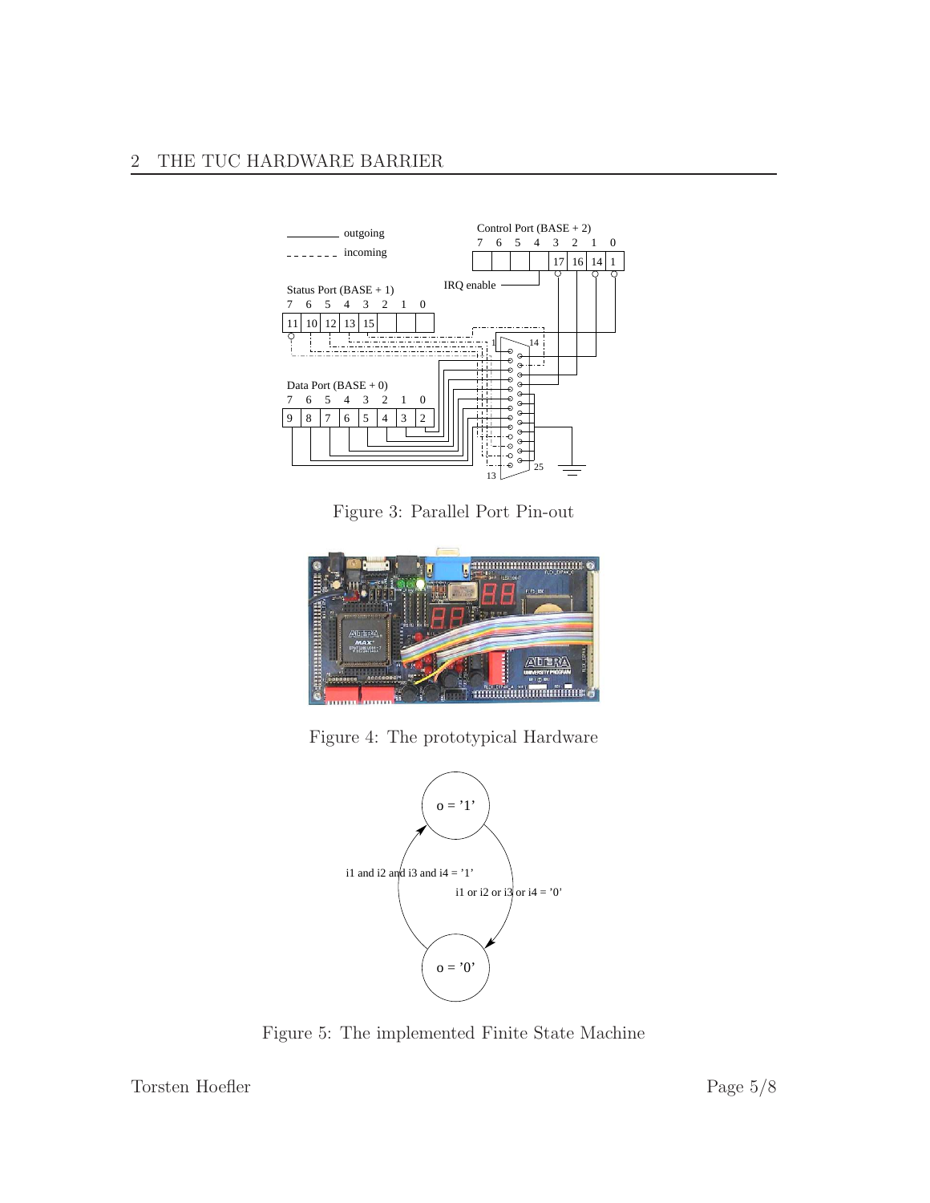Figure 3: Parallel Port Pin-out

Figure 4: The prototypical Hardware

Figure 5: The implemented Finite State Machine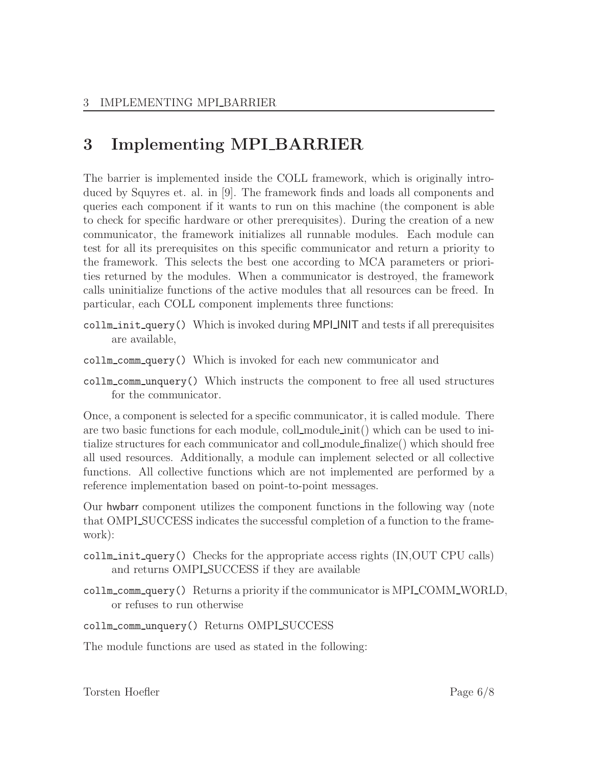# 3 Implementing MPI_BARRIER

The barrier is implemented inside the COLL framework, which is originally introduced by Squyres et. al. in [9]. The framework finds and loads all components and queries each component if it wants to run on this machine (the component is able to check for specific hardware or other prerequisites). During the creation of a new communicator, the framework initializes all runnable modules. Each module can test for all its prerequisites on this specific communicator and return a priority to the framework. This selects the best one according to MCA parameters or priorities returned by the modules. When a communicator is destroyed, the framework calls uninitialize functions of the active modules that all resources can be freed. In particular, each COLL component implements three functions:

`collm_init_query()` Which is invoked during MPI_INIT and tests if all prerequisites are available,

`collm_comm_query()` Which is invoked for each new communicator and

`collm_comm_unquery()` Which instructs the component to free all used structures for the communicator.

Once, a component is selected for a specific communicator, it is called module. There are two basic functions for each module, coll_module_init() which can be used to initialize structures for each communicator and coll_module_finalize() which should free all used resources. Additionally, a module can implement selected or all collective functions. All collective functions which are not implemented are performed by a reference implementation based on point-to-point messages.

Our hwbarr component utilizes the component functions in the following way (note that OMPI_SUCCESS indicates the successful completion of a function to the framework):

`collm_init_query()` Checks for the appropriate access rights (IN,OUT CPU calls) and returns OMPI_SUCCESS if they are available

`collm_comm_query()` Returns a priority if the communicator is MPI_COMM_WORLD, or refuses to run otherwise

`collm_comm_unquery()` Returns OMPI_SUCCESS

The module functions are used as stated in the following: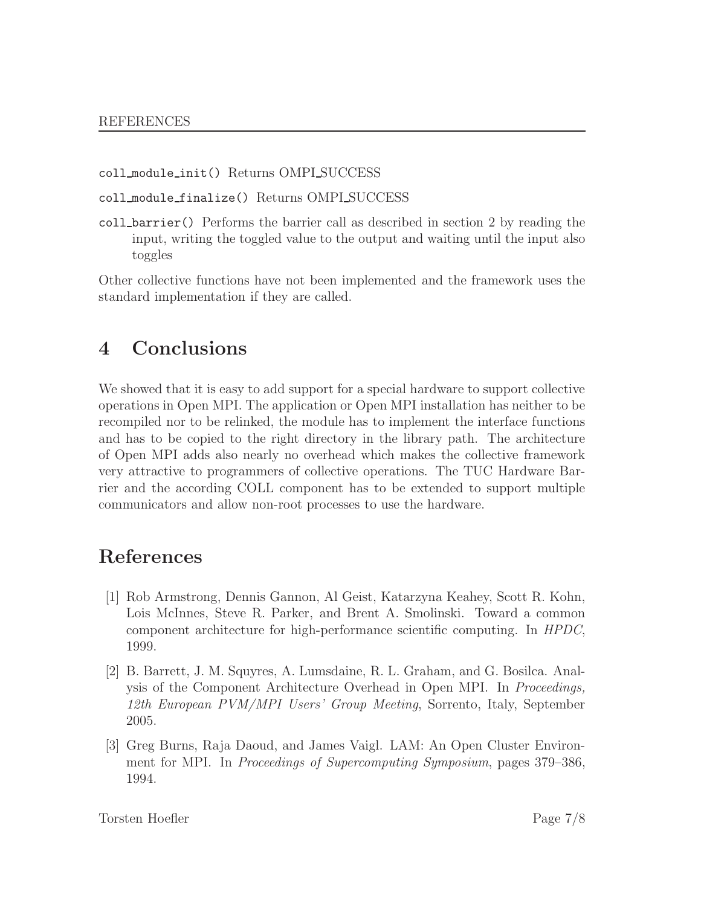`coll_module_init()` Returns OMPI_SUCCESS

`coll_module_finalize()` Returns OMPI_SUCCESS

`coll_barrier()` Performs the barrier call as described in section 2 by reading the input, writing the toggled value to the output and waiting until the input also toggles

Other collective functions have not been implemented and the framework uses the standard implementation if they are called.

## 4 Conclusions

We showed that it is easy to add support for a special hardware to support collective operations in Open MPI. The application or Open MPI installation has neither to be recompiled nor to be relinked, the module has to implement the interface functions and has to be copied to the right directory in the library path. The architecture of Open MPI adds also nearly no overhead which makes the collective framework very attractive to programmers of collective operations. The TUC Hardware Barrier and the according COLL component has to be extended to support multiple communicators and allow non-root processes to use the hardware.

## References

[1] Rob Armstrong, Dennis Gannon, Al Geist, Katarzyna Keahey, Scott R. Kohn, Lois McInnes, Steve R. Parker, and Brent A. Smolinski. Toward a common component architecture for high-performance scientific computing. In *HPDC*, 1999.

[2] B. Barrett, J. M. Squyres, A. Lumsdaine, R. L. Graham, and G. Bosilca. Analysis of the Component Architecture Overhead in Open MPI. In *Proceedings, 12th European PVM/MPI Users' Group Meeting*, Sorrento, Italy, September 2005.

[3] Greg Burns, Raja Daoud, and James Vaigl. LAM: An Open Cluster Environment for MPI. In *Proceedings of Supercomputing Symposium*, pages 379–386, 1994.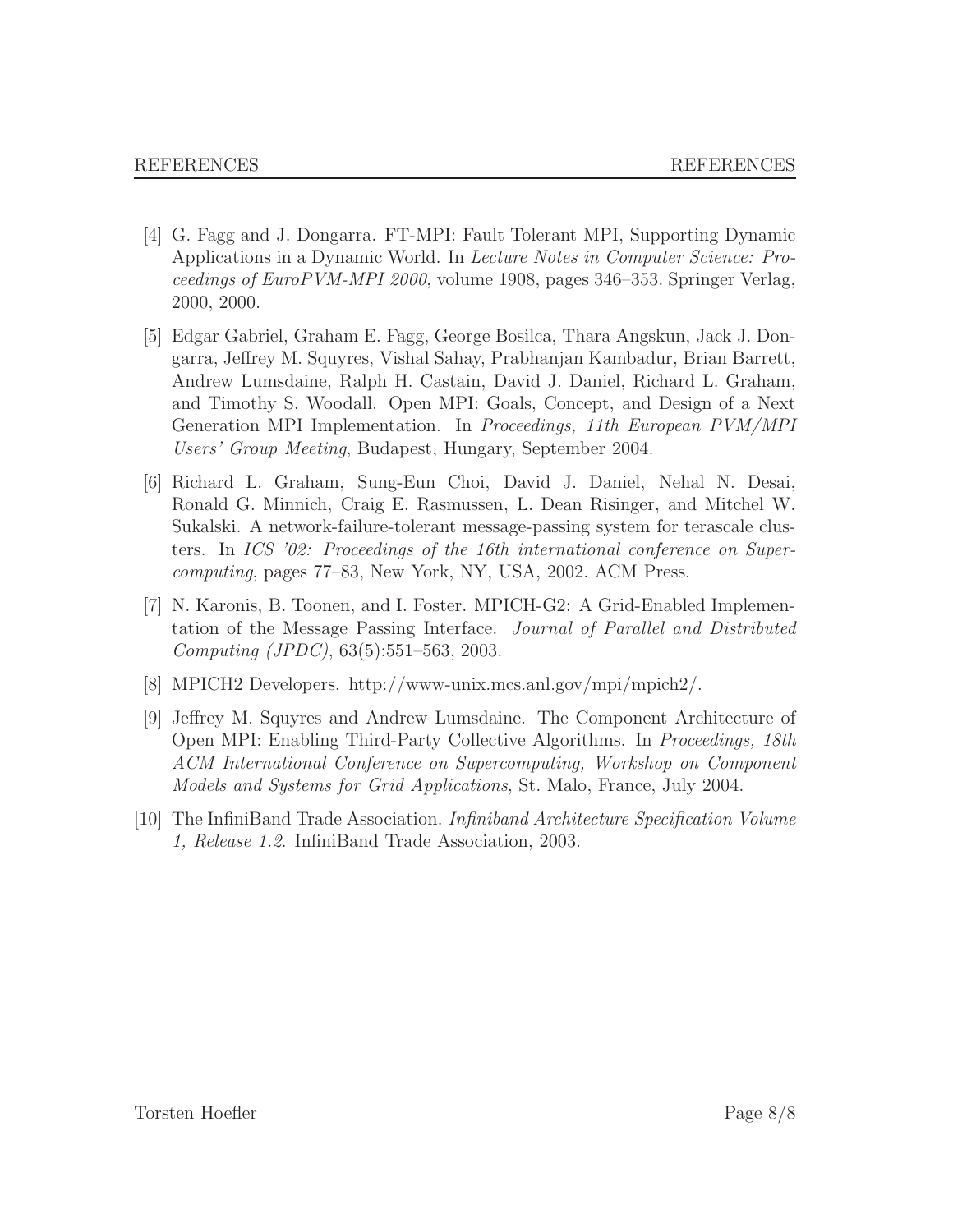[4] G. Fagg and J. Dongarra. FT-MPI: Fault Tolerant MPI, Supporting Dynamic Applications in a Dynamic World. In *Lecture Notes in Computer Science: Proceedings of EuroPVM-MPI 2000*, volume 1908, pages 346–353. Springer Verlag, 2000, 2000.

[5] Edgar Gabriel, Graham E. Fagg, George Bosilca, Thara Angskun, Jack J. Dongarra, Jeffrey M. Squyres, Vishal Sahay, Prabhanjan Kambadur, Brian Barrett, Andrew Lumsdaine, Ralph H. Castain, David J. Daniel, Richard L. Graham, and Timothy S. Woodall. Open MPI: Goals, Concept, and Design of a Next Generation MPI Implementation. In *Proceedings, 11th European PVM/MPI Users' Group Meeting*, Budapest, Hungary, September 2004.

[6] Richard L. Graham, Sung-Eun Choi, David J. Daniel, Nehal N. Desai, Ronald G. Minnich, Craig E. Rasmussen, L. Dean Risinger, and Mitchel W. Sukalski. A network-failure-tolerant message-passing system for terascale clusters. In *ICS '02: Proceedings of the 16th international conference on Supercomputing*, pages 77–83, New York, NY, USA, 2002. ACM Press.

[7] N. Karonis, B. Toonen, and I. Foster. MPICH-G2: A Grid-Enabled Implementation of the Message Passing Interface. *Journal of Parallel and Distributed Computing (JPDC)*, 63(5):551–563, 2003.

[8] MPICH2 Developers. http://www-unix.mcs.anl.gov/mpi/mpich2/.

[9] Jeffrey M. Squyres and Andrew Lumsdaine. The Component Architecture of Open MPI: Enabling Third-Party Collective Algorithms. In *Proceedings, 18th ACM International Conference on Supercomputing, Workshop on Component Models and Systems for Grid Applications*, St. Malo, France, July 2004.

[10] The InfiniBand Trade Association. *Infiniband Architecture Specification Volume 1, Release 1.2*. InfiniBand Trade Association, 2003.